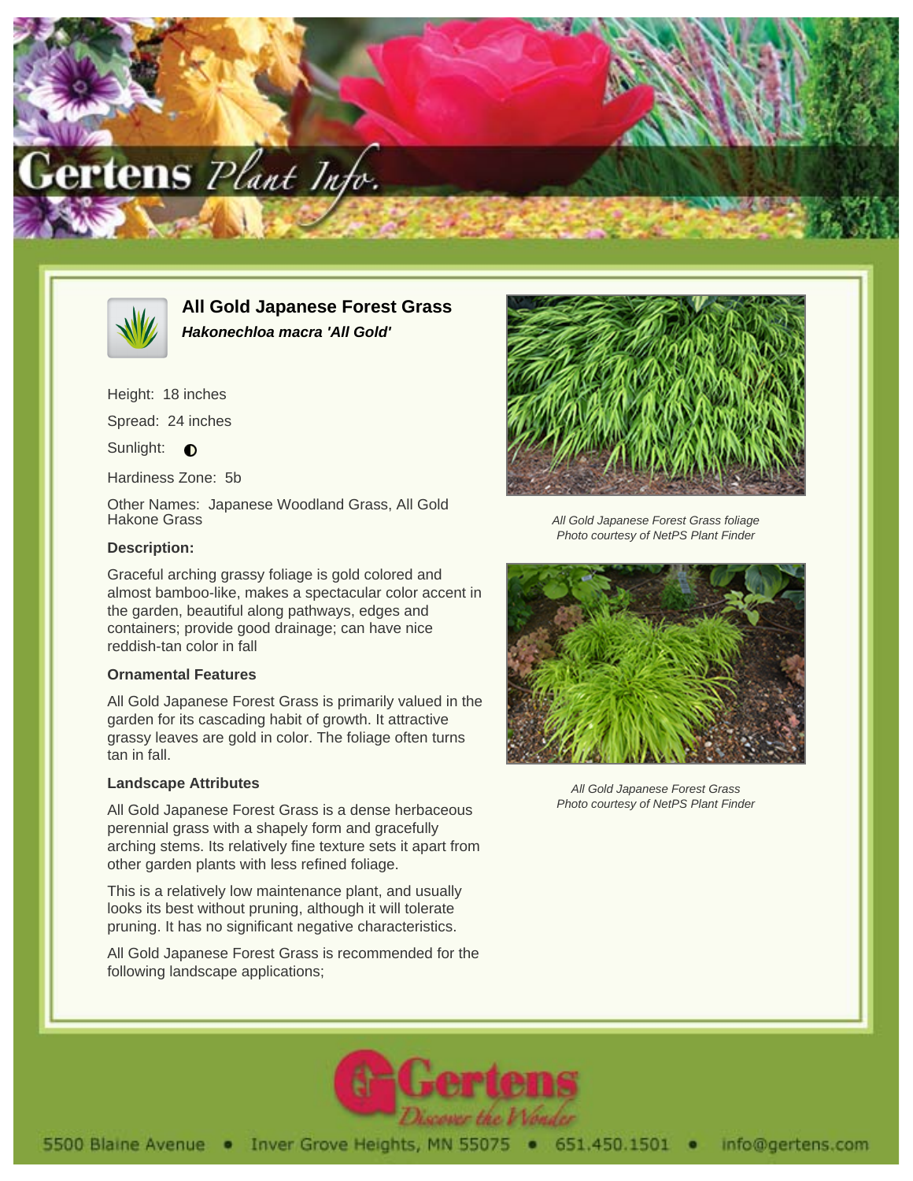# All Gold Japanese Forest Grass

***Hakonechloa macra 'All Gold'***

Height: 18 inches

Spread: 24 inches

Sunlight: ◐

Hardiness Zone: 5b

Other Names: Japanese Woodland Grass, All Gold Hakone Grass

### Description:

Graceful arching grassy foliage is gold colored and almost bamboo-like, makes a spectacular color accent in the garden, beautiful along pathways, edges and containers; provide good drainage; can have nice reddish-tan color in fall

### Ornamental Features

All Gold Japanese Forest Grass is primarily valued in the garden for its cascading habit of growth. It attractive grassy leaves are gold in color. The foliage often turns tan in fall.

### Landscape Attributes

All Gold Japanese Forest Grass is a dense herbaceous perennial grass with a shapely form and gracefully arching stems. Its relatively fine texture sets it apart from other garden plants with less refined foliage.

This is a relatively low maintenance plant, and usually looks its best without pruning, although it will tolerate pruning. It has no significant negative characteristics.

All Gold Japanese Forest Grass is recommended for the following landscape applications;

*All Gold Japanese Forest Grass foliage*
*Photo courtesy of NetPS Plant Finder*

*All Gold Japanese Forest Grass*
*Photo courtesy of NetPS Plant Finder*

5500 Blaine Avenue • Inver Grove Heights, MN 55075 • 651.450.1501 • info@gertens.com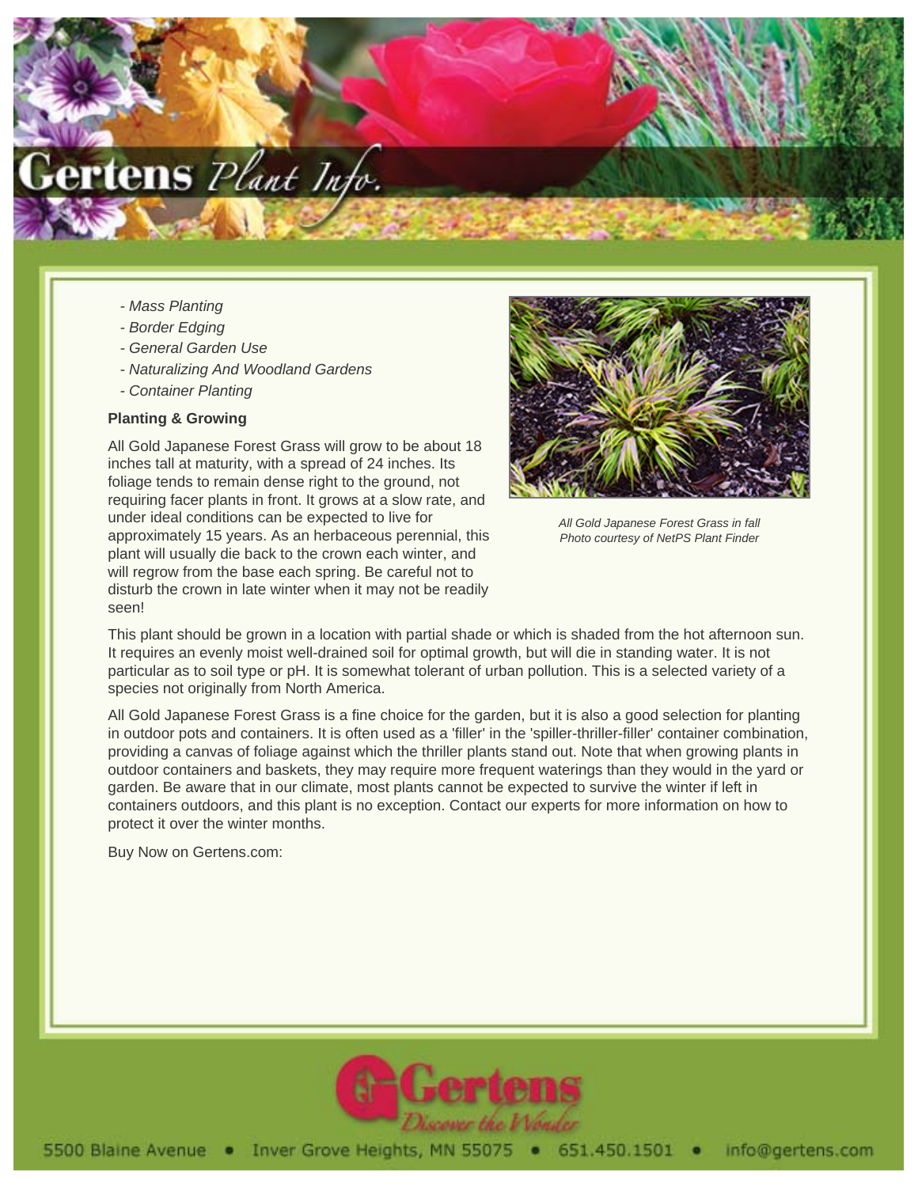- *Mass Planting*
- *Border Edging*
- *General Garden Use*
- *Naturalizing And Woodland Gardens*
- *Container Planting*

**Planting & Growing**

All Gold Japanese Forest Grass will grow to be about 18 inches tall at maturity, with a spread of 24 inches. Its foliage tends to remain dense right to the ground, not requiring facer plants in front. It grows at a slow rate, and under ideal conditions can be expected to live for approximately 15 years. As an herbaceous perennial, this plant will usually die back to the crown each winter, and will regrow from the base each spring. Be careful not to disturb the crown in late winter when it may not be readily seen!

*All Gold Japanese Forest Grass in fall*
*Photo courtesy of NetPS Plant Finder*

This plant should be grown in a location with partial shade or which is shaded from the hot afternoon sun. It requires an evenly moist well-drained soil for optimal growth, but will die in standing water. It is not particular as to soil type or pH. It is somewhat tolerant of urban pollution. This is a selected variety of a species not originally from North America.

All Gold Japanese Forest Grass is a fine choice for the garden, but it is also a good selection for planting in outdoor pots and containers. It is often used as a 'filler' in the 'spiller-thriller-filler' container combination, providing a canvas of foliage against which the thriller plants stand out. Note that when growing plants in outdoor containers and baskets, they may require more frequent waterings than they would in the yard or garden. Be aware that in our climate, most plants cannot be expected to survive the winter if left in containers outdoors, and this plant is no exception. Contact our experts for more information on how to protect it over the winter months.

Buy Now on Gertens.com: